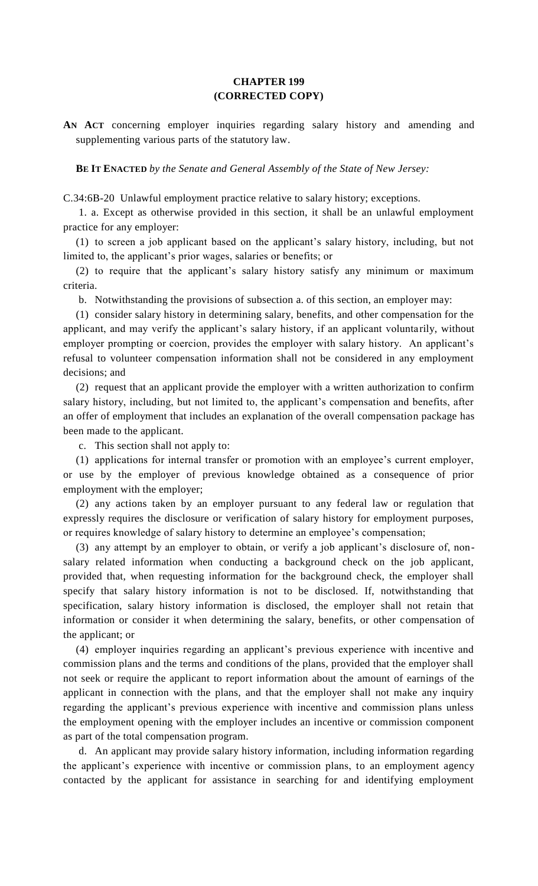**CHAPTER 199**
**(CORRECTED COPY)**

**AN ACT** concerning employer inquiries regarding salary history and amending and supplementing various parts of the statutory law.

**BE IT ENACTED** *by the Senate and General Assembly of the State of New Jersey:*

C.34:6B-20 Unlawful employment practice relative to salary history; exceptions.

1. a. Except as otherwise provided in this section, it shall be an unlawful employment practice for any employer:

(1) to screen a job applicant based on the applicant's salary history, including, but not limited to, the applicant's prior wages, salaries or benefits; or

(2) to require that the applicant's salary history satisfy any minimum or maximum criteria.

b. Notwithstanding the provisions of subsection a. of this section, an employer may:

(1) consider salary history in determining salary, benefits, and other compensation for the applicant, and may verify the applicant's salary history, if an applicant voluntarily, without employer prompting or coercion, provides the employer with salary history. An applicant's refusal to volunteer compensation information shall not be considered in any employment decisions; and

(2) request that an applicant provide the employer with a written authorization to confirm salary history, including, but not limited to, the applicant's compensation and benefits, after an offer of employment that includes an explanation of the overall compensation package has been made to the applicant.

c. This section shall not apply to:

(1) applications for internal transfer or promotion with an employee's current employer, or use by the employer of previous knowledge obtained as a consequence of prior employment with the employer;

(2) any actions taken by an employer pursuant to any federal law or regulation that expressly requires the disclosure or verification of salary history for employment purposes, or requires knowledge of salary history to determine an employee's compensation;

(3) any attempt by an employer to obtain, or verify a job applicant's disclosure of, non-salary related information when conducting a background check on the job applicant, provided that, when requesting information for the background check, the employer shall specify that salary history information is not to be disclosed. If, notwithstanding that specification, salary history information is disclosed, the employer shall not retain that information or consider it when determining the salary, benefits, or other compensation of the applicant; or

(4) employer inquiries regarding an applicant's previous experience with incentive and commission plans and the terms and conditions of the plans, provided that the employer shall not seek or require the applicant to report information about the amount of earnings of the applicant in connection with the plans, and that the employer shall not make any inquiry regarding the applicant's previous experience with incentive and commission plans unless the employment opening with the employer includes an incentive or commission component as part of the total compensation program.

d. An applicant may provide salary history information, including information regarding the applicant's experience with incentive or commission plans, to an employment agency contacted by the applicant for assistance in searching for and identifying employment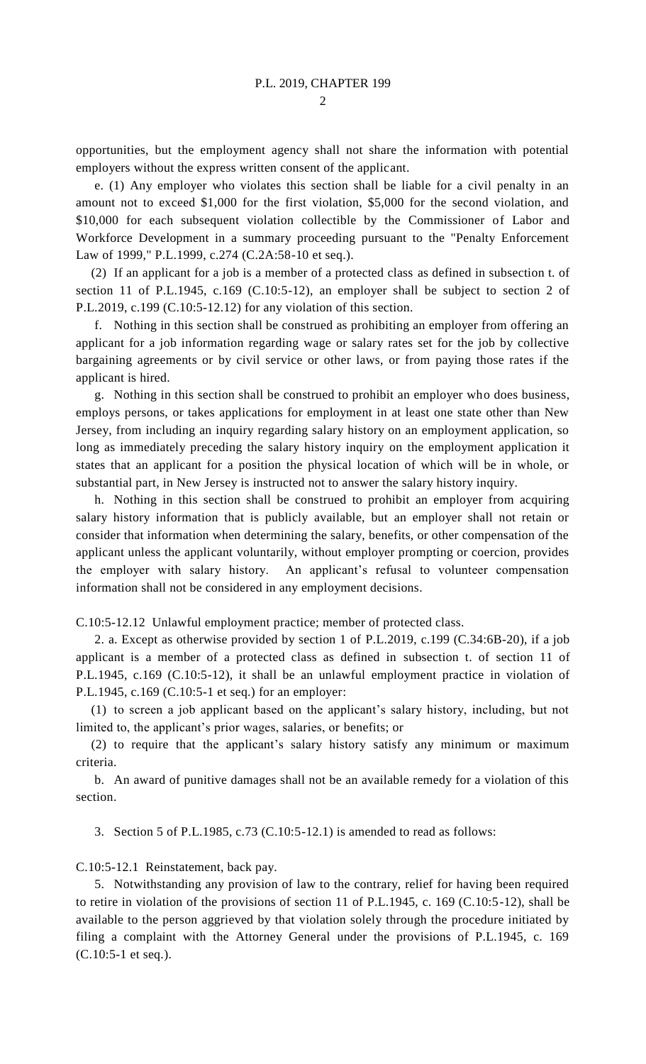opportunities, but the employment agency shall not share the information with potential employers without the express written consent of the applicant.

e. (1) Any employer who violates this section shall be liable for a civil penalty in an amount not to exceed $1,000 for the first violation, $5,000 for the second violation, and $10,000 for each subsequent violation collectible by the Commissioner of Labor and Workforce Development in a summary proceeding pursuant to the "Penalty Enforcement Law of 1999," P.L.1999, c.274 (C.2A:58-10 et seq.).

(2) If an applicant for a job is a member of a protected class as defined in subsection t. of section 11 of P.L.1945, c.169 (C.10:5-12), an employer shall be subject to section 2 of P.L.2019, c.199 (C.10:5-12.12) for any violation of this section.

f. Nothing in this section shall be construed as prohibiting an employer from offering an applicant for a job information regarding wage or salary rates set for the job by collective bargaining agreements or by civil service or other laws, or from paying those rates if the applicant is hired.

g. Nothing in this section shall be construed to prohibit an employer who does business, employs persons, or takes applications for employment in at least one state other than New Jersey, from including an inquiry regarding salary history on an employment application, so long as immediately preceding the salary history inquiry on the employment application it states that an applicant for a position the physical location of which will be in whole, or substantial part, in New Jersey is instructed not to answer the salary history inquiry.

h. Nothing in this section shall be construed to prohibit an employer from acquiring salary history information that is publicly available, but an employer shall not retain or consider that information when determining the salary, benefits, or other compensation of the applicant unless the applicant voluntarily, without employer prompting or coercion, provides the employer with salary history. An applicant's refusal to volunteer compensation information shall not be considered in any employment decisions.

C.10:5-12.12 Unlawful employment practice; member of protected class.

2. a. Except as otherwise provided by section 1 of P.L.2019, c.199 (C.34:6B-20), if a job applicant is a member of a protected class as defined in subsection t. of section 11 of P.L.1945, c.169 (C.10:5-12), it shall be an unlawful employment practice in violation of P.L.1945, c.169 (C.10:5-1 et seq.) for an employer:

(1) to screen a job applicant based on the applicant's salary history, including, but not limited to, the applicant's prior wages, salaries, or benefits; or

(2) to require that the applicant's salary history satisfy any minimum or maximum criteria.

b. An award of punitive damages shall not be an available remedy for a violation of this section.

3. Section 5 of P.L.1985, c.73 (C.10:5-12.1) is amended to read as follows:

C.10:5-12.1 Reinstatement, back pay.

5. Notwithstanding any provision of law to the contrary, relief for having been required to retire in violation of the provisions of section 11 of P.L.1945, c. 169 (C.10:5-12), shall be available to the person aggrieved by that violation solely through the procedure initiated by filing a complaint with the Attorney General under the provisions of P.L.1945, c. 169 (C.10:5-1 et seq.).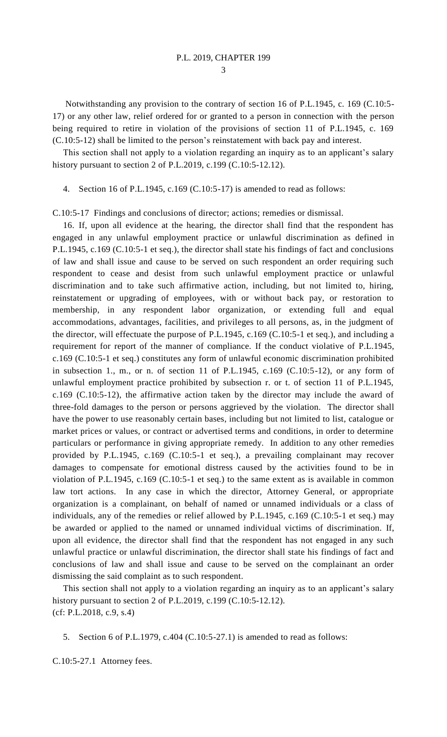Notwithstanding any provision to the contrary of section 16 of P.L.1945, c. 169 (C.10:5-17) or any other law, relief ordered for or granted to a person in connection with the person being required to retire in violation of the provisions of section 11 of P.L.1945, c. 169 (C.10:5-12) shall be limited to the person's reinstatement with back pay and interest.

This section shall not apply to a violation regarding an inquiry as to an applicant's salary history pursuant to section 2 of P.L.2019, c.199 (C.10:5-12.12).

4. Section 16 of P.L.1945, c.169 (C.10:5-17) is amended to read as follows:

C.10:5-17 Findings and conclusions of director; actions; remedies or dismissal.

16. If, upon all evidence at the hearing, the director shall find that the respondent has engaged in any unlawful employment practice or unlawful discrimination as defined in P.L.1945, c.169 (C.10:5-1 et seq.), the director shall state his findings of fact and conclusions of law and shall issue and cause to be served on such respondent an order requiring such respondent to cease and desist from such unlawful employment practice or unlawful discrimination and to take such affirmative action, including, but not limited to, hiring, reinstatement or upgrading of employees, with or without back pay, or restoration to membership, in any respondent labor organization, or extending full and equal accommodations, advantages, facilities, and privileges to all persons, as, in the judgment of the director, will effectuate the purpose of P.L.1945, c.169 (C.10:5-1 et seq.), and including a requirement for report of the manner of compliance. If the conduct violative of P.L.1945, c.169 (C.10:5-1 et seq.) constitutes any form of unlawful economic discrimination prohibited in subsection 1., m., or n. of section 11 of P.L.1945, c.169 (C.10:5-12), or any form of unlawful employment practice prohibited by subsection r. or t. of section 11 of P.L.1945, c.169 (C.10:5-12), the affirmative action taken by the director may include the award of three-fold damages to the person or persons aggrieved by the violation. The director shall have the power to use reasonably certain bases, including but not limited to list, catalogue or market prices or values, or contract or advertised terms and conditions, in order to determine particulars or performance in giving appropriate remedy. In addition to any other remedies provided by P.L.1945, c.169 (C.10:5-1 et seq.), a prevailing complainant may recover damages to compensate for emotional distress caused by the activities found to be in violation of P.L.1945, c.169 (C.10:5-1 et seq.) to the same extent as is available in common law tort actions. In any case in which the director, Attorney General, or appropriate organization is a complainant, on behalf of named or unnamed individuals or a class of individuals, any of the remedies or relief allowed by P.L.1945, c.169 (C.10:5-1 et seq.) may be awarded or applied to the named or unnamed individual victims of discrimination. If, upon all evidence, the director shall find that the respondent has not engaged in any such unlawful practice or unlawful discrimination, the director shall state his findings of fact and conclusions of law and shall issue and cause to be served on the complainant an order dismissing the said complaint as to such respondent.

This section shall not apply to a violation regarding an inquiry as to an applicant's salary history pursuant to section 2 of P.L.2019, c.199 (C.10:5-12.12).
(cf: P.L.2018, c.9, s.4)

5. Section 6 of P.L.1979, c.404 (C.10:5-27.1) is amended to read as follows:

C.10:5-27.1 Attorney fees.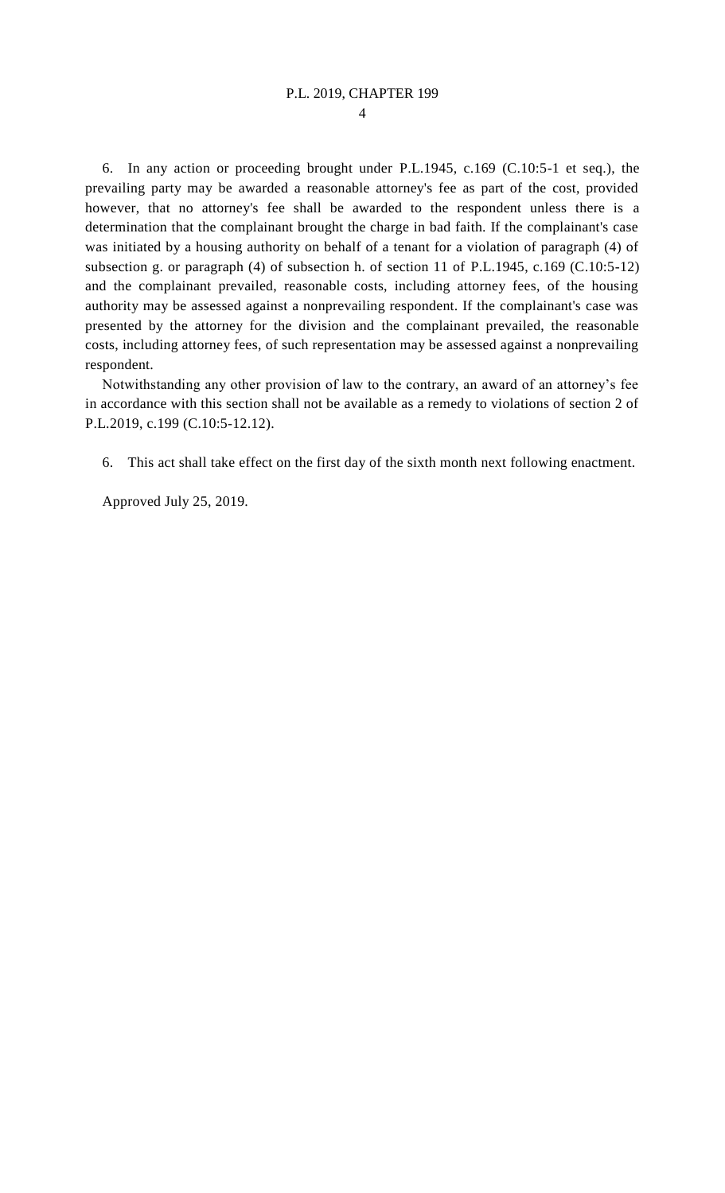6. In any action or proceeding brought under P.L.1945, c.169 (C.10:5-1 et seq.), the prevailing party may be awarded a reasonable attorney's fee as part of the cost, provided however, that no attorney's fee shall be awarded to the respondent unless there is a determination that the complainant brought the charge in bad faith. If the complainant's case was initiated by a housing authority on behalf of a tenant for a violation of paragraph (4) of subsection g. or paragraph (4) of subsection h. of section 11 of P.L.1945, c.169 (C.10:5-12) and the complainant prevailed, reasonable costs, including attorney fees, of the housing authority may be assessed against a nonprevailing respondent. If the complainant's case was presented by the attorney for the division and the complainant prevailed, the reasonable costs, including attorney fees, of such representation may be assessed against a nonprevailing respondent.

Notwithstanding any other provision of law to the contrary, an award of an attorney's fee in accordance with this section shall not be available as a remedy to violations of section 2 of P.L.2019, c.199 (C.10:5-12.12).

6. This act shall take effect on the first day of the sixth month next following enactment.

Approved July 25, 2019.